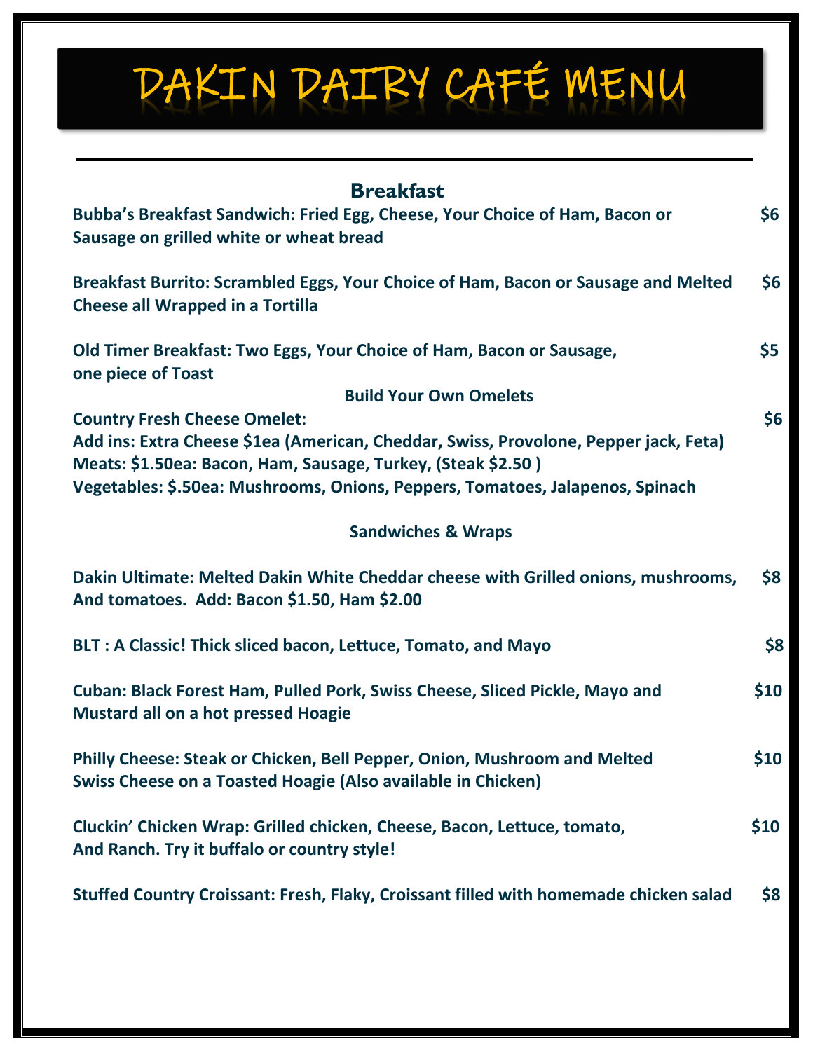# DAKIN DAIRY CAFÉ MENU

## Breakfast

**Bubba's Breakfast Sandwich: Fried Egg, Cheese, Your Choice of Ham, Bacon or Sausage on grilled white or wheat bread** — **$6**

**Breakfast Burrito: Scrambled Eggs, Your Choice of Ham, Bacon or Sausage and Melted Cheese all Wrapped in a Tortilla** — **$6**

**Old Timer Breakfast: Two Eggs, Your Choice of Ham, Bacon or Sausage, one piece of Toast** — **$5**

### Build Your Own Omelets

**Country Fresh Cheese Omelet:** — **$6**

**Add ins: Extra Cheese $1ea (American, Cheddar, Swiss, Provolone, Pepper jack, Feta)**

**Meats: $1.50ea: Bacon, Ham, Sausage, Turkey, (Steak $2.50 )**

**Vegetables: $.50ea: Mushrooms, Onions, Peppers, Tomatoes, Jalapenos, Spinach**

### Sandwiches & Wraps

**Dakin Ultimate: Melted Dakin White Cheddar cheese with Grilled onions, mushrooms, And tomatoes. Add: Bacon $1.50, Ham $2.00** — **$8**

**BLT : A Classic! Thick sliced bacon, Lettuce, Tomato, and Mayo** — **$8**

**Cuban: Black Forest Ham, Pulled Pork, Swiss Cheese, Sliced Pickle, Mayo and Mustard all on a hot pressed Hoagie** — **$10**

**Philly Cheese: Steak or Chicken, Bell Pepper, Onion, Mushroom and Melted Swiss Cheese on a Toasted Hoagie (Also available in Chicken)** — **$10**

**Cluckin' Chicken Wrap: Grilled chicken, Cheese, Bacon, Lettuce, tomato, And Ranch. Try it buffalo or country style!** — **$10**

**Stuffed Country Croissant: Fresh, Flaky, Croissant filled with homemade chicken salad** — **$8**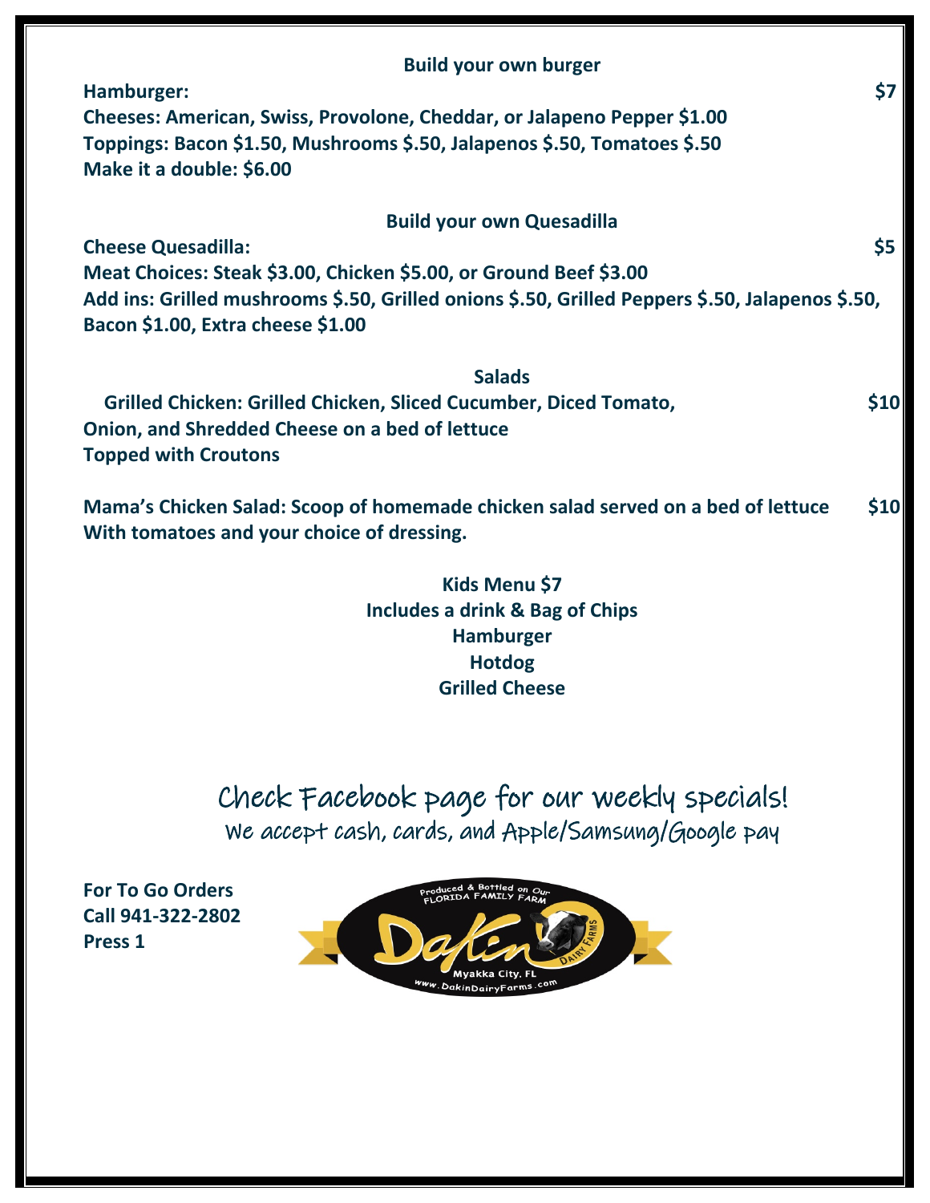## Build your own burger

**Hamburger: $7**
**Cheeses: American, Swiss, Provolone, Cheddar, or Jalapeno Pepper $1.00**
**Toppings: Bacon $1.50, Mushrooms $.50, Jalapenos $.50, Tomatoes $.50**
**Make it a double: $6.00**

## Build your own Quesadilla

**Cheese Quesadilla: $5**
**Meat Choices: Steak $3.00, Chicken $5.00, or Ground Beef $3.00**
**Add ins: Grilled mushrooms $.50, Grilled onions $.50, Grilled Peppers $.50, Jalapenos $.50, Bacon $1.00, Extra cheese $1.00**

## Salads

**Grilled Chicken: Grilled Chicken, Sliced Cucumber, Diced Tomato, Onion, and Shredded Cheese on a bed of lettuce Topped with Croutons $10**

**Mama's Chicken Salad: Scoop of homemade chicken salad served on a bed of lettuce With tomatoes and your choice of dressing. $10**

## Kids Menu $7

**Includes a drink & Bag of Chips**
**Hamburger**
**Hotdog**
**Grilled Cheese**

Check Facebook page for our weekly specials!
We accept cash, cards, and Apple/Samsung/Google pay

**For To Go Orders**
**Call 941-322-2802**
**Press 1**

Produced & Bottled on Our FLORIDA FAMILY FARM
Dakin DAIRY FARMS
Myakka City, FL
www.DakinDairyFarms.com